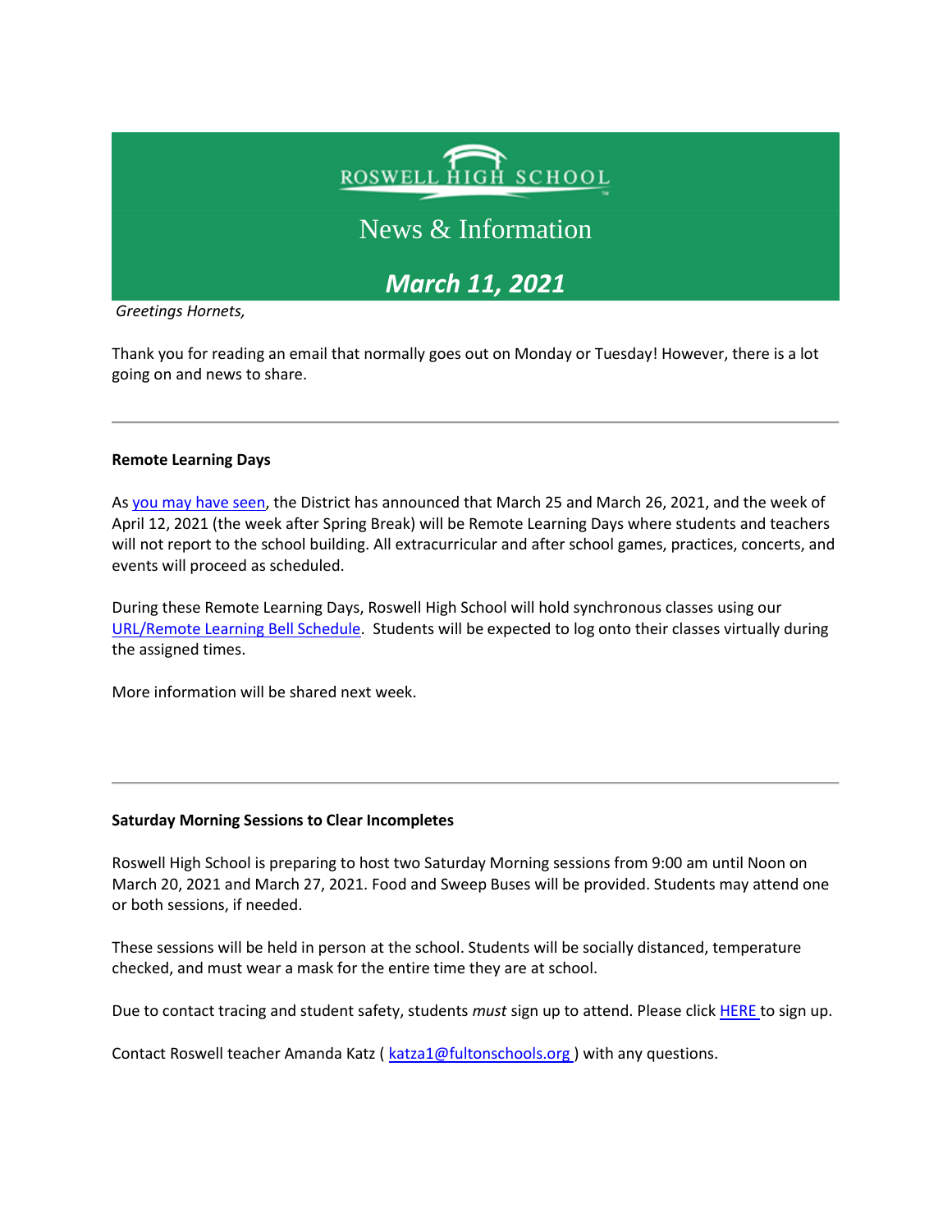# ROSWELL HIGH SCHOOL

## News & Information

## *March 11, 2021*

*Greetings Hornets,*

Thank you for reading an email that normally goes out on Monday or Tuesday! However, there is a lot going on and news to share.

---

**Remote Learning Days**

As you may have seen, the District has announced that March 25 and March 26, 2021, and the week of April 12, 2021 (the week after Spring Break) will be Remote Learning Days where students and teachers will not report to the school building. All extracurricular and after school games, practices, concerts, and events will proceed as scheduled.

During these Remote Learning Days, Roswell High School will hold synchronous classes using our URL/Remote Learning Bell Schedule. Students will be expected to log onto their classes virtually during the assigned times.

More information will be shared next week.

---

**Saturday Morning Sessions to Clear Incompletes**

Roswell High School is preparing to host two Saturday Morning sessions from 9:00 am until Noon on March 20, 2021 and March 27, 2021. Food and Sweep Buses will be provided. Students may attend one or both sessions, if needed.

These sessions will be held in person at the school. Students will be socially distanced, temperature checked, and must wear a mask for the entire time they are at school.

Due to contact tracing and student safety, students *must* sign up to attend. Please click HERE to sign up.

Contact Roswell teacher Amanda Katz ( katza1@fultonschools.org ) with any questions.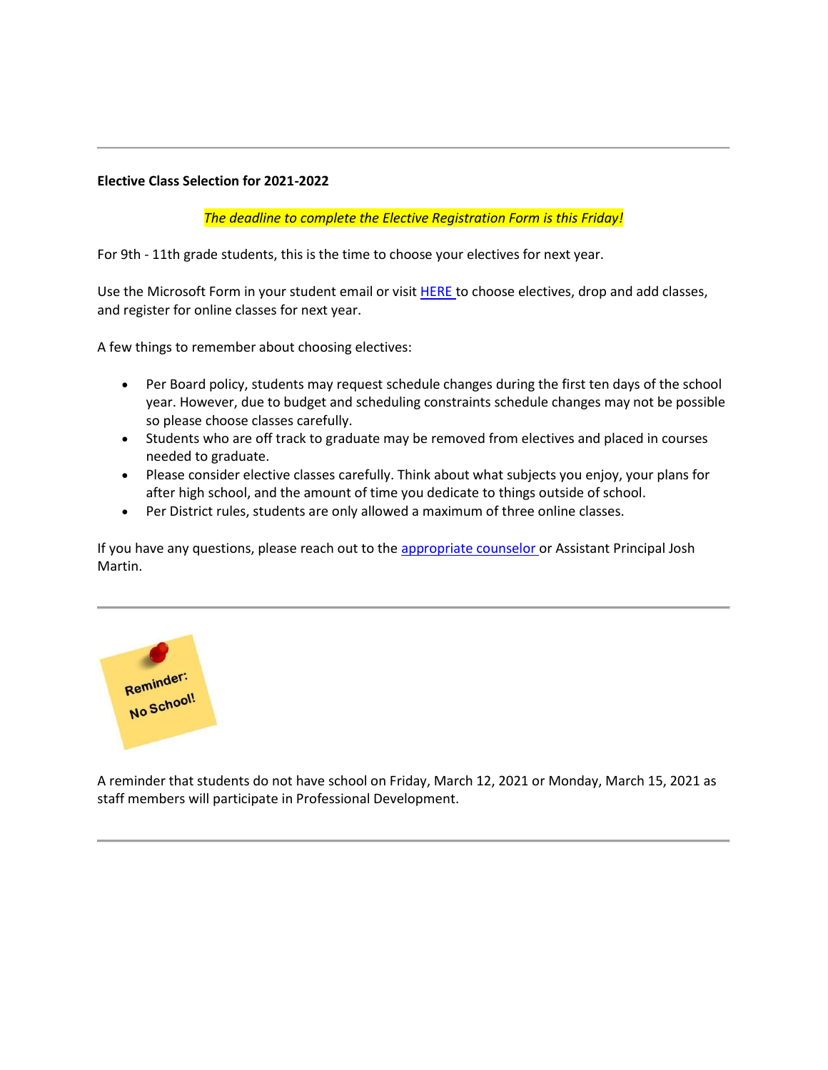---

**Elective Class Selection for 2021-2022**

*The deadline to complete the Elective Registration Form is this Friday!*

For 9th - 11th grade students, this is the time to choose your electives for next year.

Use the Microsoft Form in your student email or visit HERE to choose electives, drop and add classes, and register for online classes for next year.

A few things to remember about choosing electives:

- Per Board policy, students may request schedule changes during the first ten days of the school year. However, due to budget and scheduling constraints schedule changes may not be possible so please choose classes carefully.
- Students who are off track to graduate may be removed from electives and placed in courses needed to graduate.
- Please consider elective classes carefully. Think about what subjects you enjoy, your plans for after high school, and the amount of time you dedicate to things outside of school.
- Per District rules, students are only allowed a maximum of three online classes.

If you have any questions, please reach out to the appropriate counselor or Assistant Principal Josh Martin.

---

Reminder: No School!

A reminder that students do not have school on Friday, March 12, 2021 or Monday, March 15, 2021 as staff members will participate in Professional Development.

---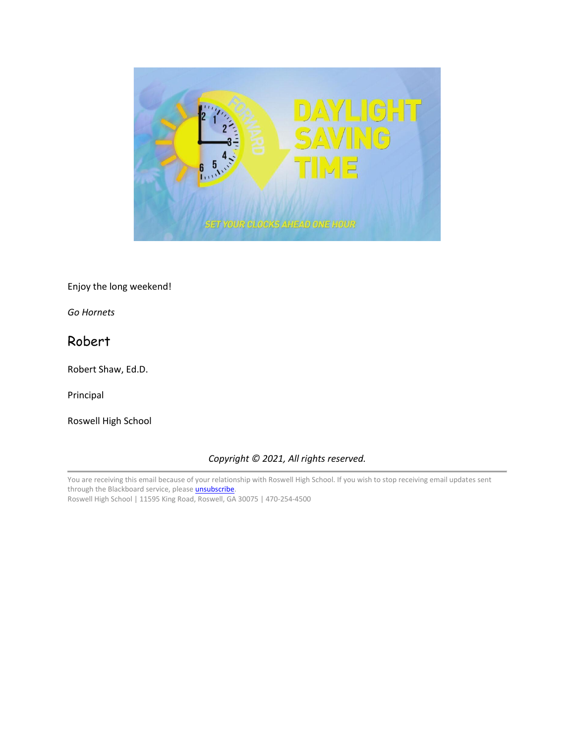Enjoy the long weekend!

*Go Hornets*

Robert

Robert Shaw, Ed.D.

Principal

Roswell High School

*Copyright © 2021, All rights reserved.*

---

You are receiving this email because of your relationship with Roswell High School. If you wish to stop receiving email updates sent through the Blackboard service, please unsubscribe.
Roswell High School | 11595 King Road, Roswell, GA 30075 | 470-254-4500